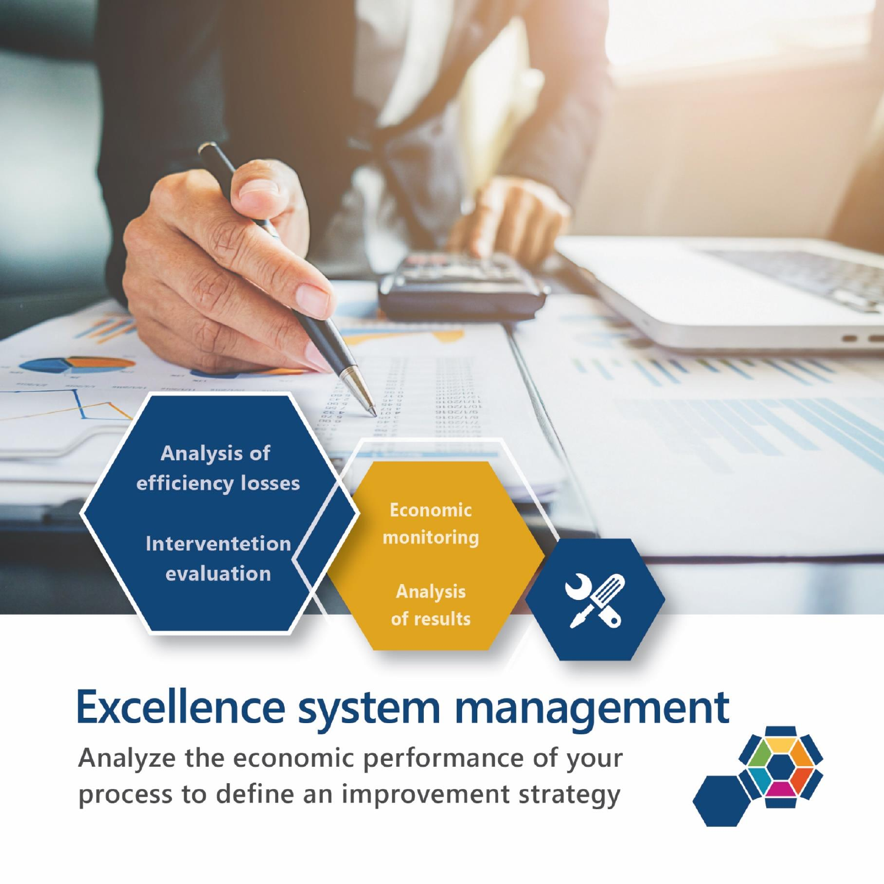Analysis of efficiency losses

Interventetion evaluation

Economic monitoring

Analysis of results

# Excellence system management

Analyze the economic performance of your process to define an improvement strategy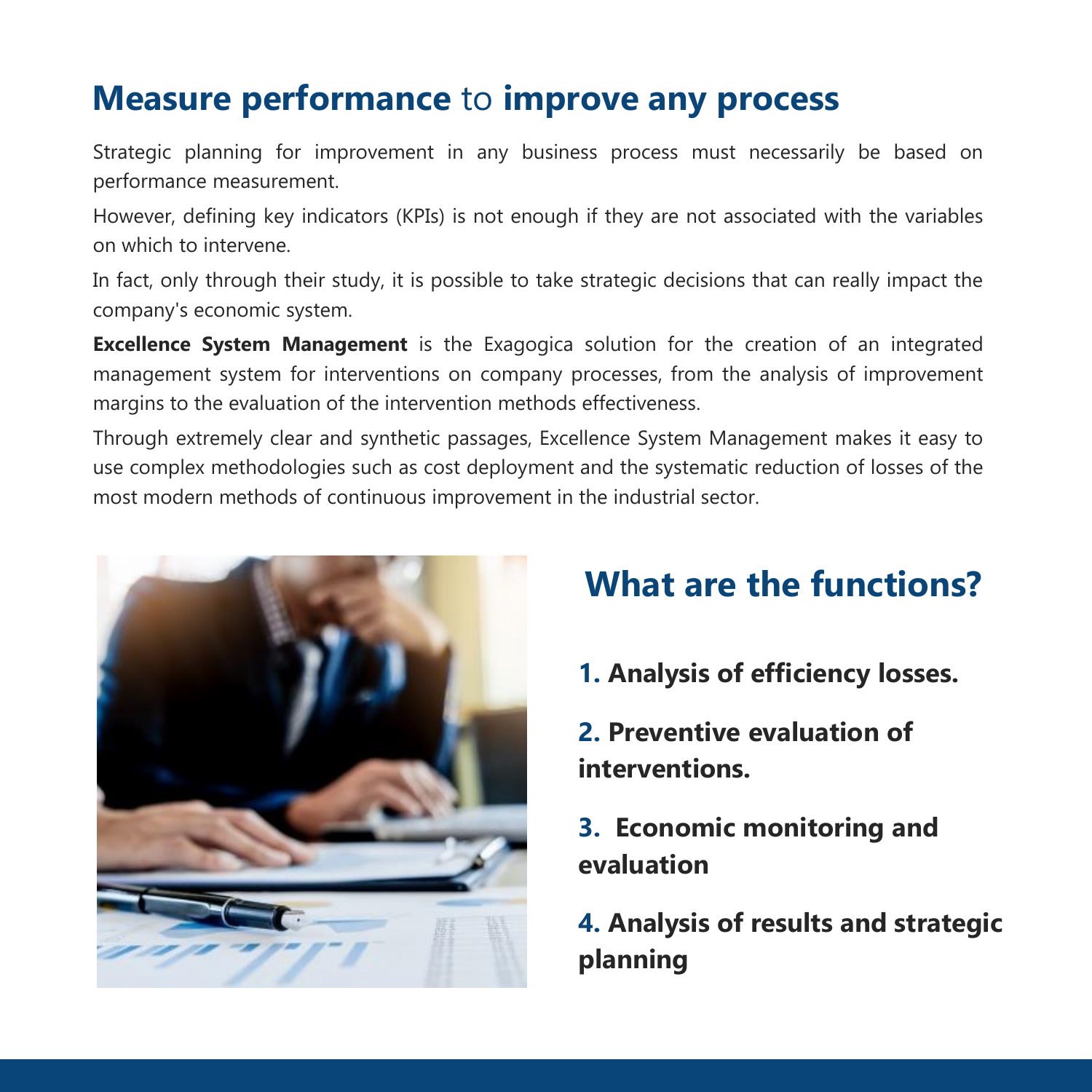## **Measure performance** to **improve any process**

Strategic planning for improvement in any business process must necessarily be based on performance measurement.

However, defining key indicators (KPIs) is not enough if they are not associated with the variables on which to intervene.

In fact, only through their study, it is possible to take strategic decisions that can really impact the company's economic system.

**Excellence System Management** is the Exagogica solution for the creation of an integrated management system for interventions on company processes, from the analysis of improvement margins to the evaluation of the intervention methods effectiveness.

Through extremely clear and synthetic passages, Excellence System Management makes it easy to use complex methodologies such as cost deployment and the systematic reduction of losses of the most modern methods of continuous improvement in the industrial sector.

## What are the functions?

1. **Analysis of efficiency losses.**
2. **Preventive evaluation of interventions.**
3. **Economic monitoring and evaluation**
4. **Analysis of results and strategic planning**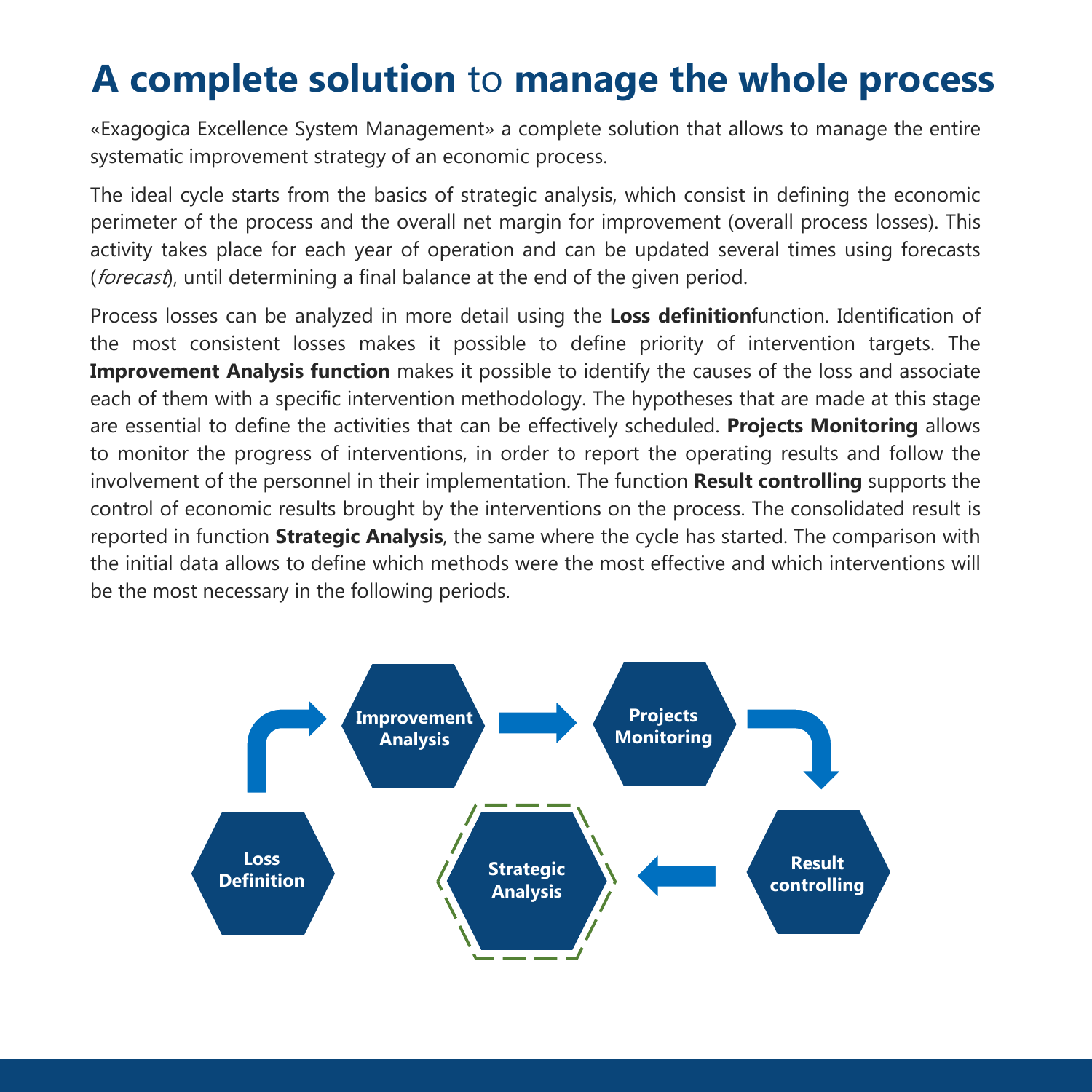# **A complete solution** to **manage the whole process**

«Exagogica Excellence System Management» a complete solution that allows to manage the entire systematic improvement strategy of an economic process.

The ideal cycle starts from the basics of strategic analysis, which consist in defining the economic perimeter of the process and the overall net margin for improvement (overall process losses). This activity takes place for each year of operation and can be updated several times using forecasts (*forecast*), until determining a final balance at the end of the given period.

Process losses can be analyzed in more detail using the **Loss definition**function. Identification of the most consistent losses makes it possible to define priority of intervention targets. The **Improvement Analysis function** makes it possible to identify the causes of the loss and associate each of them with a specific intervention methodology. The hypotheses that are made at this stage are essential to define the activities that can be effectively scheduled. **Projects Monitoring** allows to monitor the progress of interventions, in order to report the operating results and follow the involvement of the personnel in their implementation. The function **Result controlling** supports the control of economic results brought by the interventions on the process. The consolidated result is reported in function **Strategic Analysis**, the same where the cycle has started. The comparison with the initial data allows to define which methods were the most effective and which interventions will be the most necessary in the following periods.

**Loss Definition** → **Improvement Analysis** → **Projects Monitoring** → **Result controlling** → **Strategic Analysis**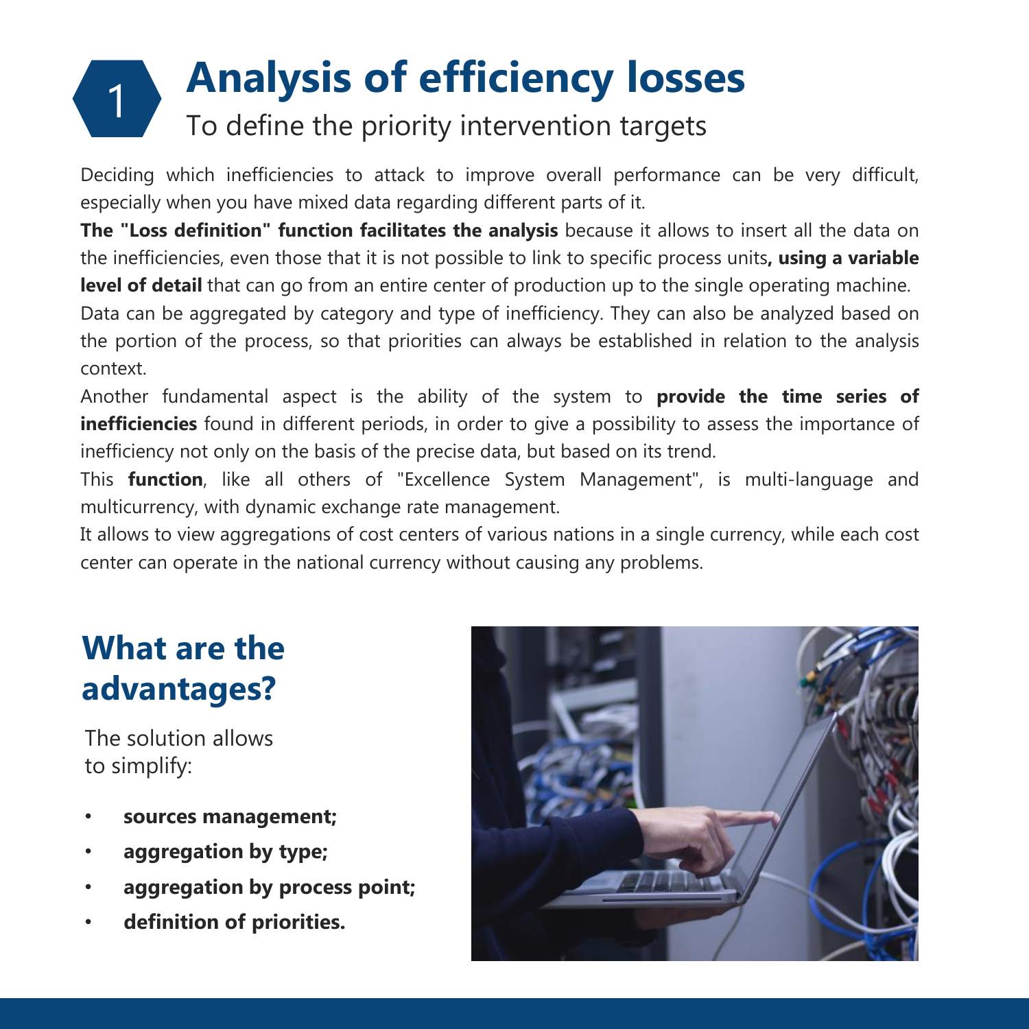# 1 Analysis of efficiency losses

## To define the priority intervention targets

Deciding which inefficiencies to attack to improve overall performance can be very difficult, especially when you have mixed data regarding different parts of it.

**The "Loss definition" function facilitates the analysis** because it allows to insert all the data on the inefficiencies, even those that it is not possible to link to specific process units**, using a variable level of detail** that can go from an entire center of production up to the single operating machine.

Data can be aggregated by category and type of inefficiency. They can also be analyzed based on the portion of the process, so that priorities can always be established in relation to the analysis context.

Another fundamental aspect is the ability of the system to **provide the time series of inefficiencies** found in different periods, in order to give a possibility to assess the importance of inefficiency not only on the basis of the precise data, but based on its trend.

This **function**, like all others of "Excellence System Management", is multi-language and multicurrency, with dynamic exchange rate management.

It allows to view aggregations of cost centers of various nations in a single currency, while each cost center can operate in the national currency without causing any problems.

## What are the advantages?

The solution allows to simplify:

- **sources management;**
- **aggregation by type;**
- **aggregation by process point;**
- **definition of priorities.**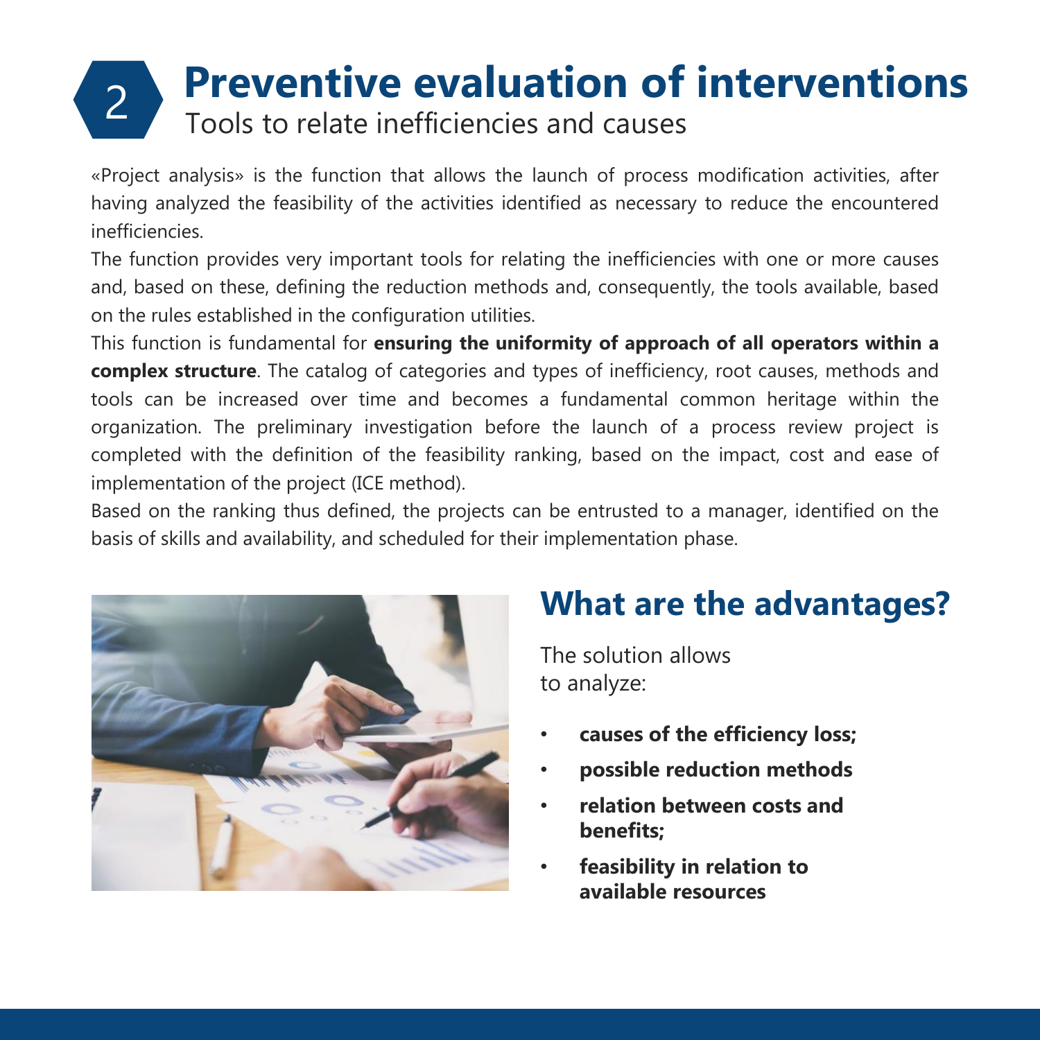# 2 Preventive evaluation of interventions

## Tools to relate inefficiencies and causes

«Project analysis» is the function that allows the launch of process modification activities, after having analyzed the feasibility of the activities identified as necessary to reduce the encountered inefficiencies.

The function provides very important tools for relating the inefficiencies with one or more causes and, based on these, defining the reduction methods and, consequently, the tools available, based on the rules established in the configuration utilities.

This function is fundamental for **ensuring the uniformity of approach of all operators within a complex structure**. The catalog of categories and types of inefficiency, root causes, methods and tools can be increased over time and becomes a fundamental common heritage within the organization. The preliminary investigation before the launch of a process review project is completed with the definition of the feasibility ranking, based on the impact, cost and ease of implementation of the project (ICE method).

Based on the ranking thus defined, the projects can be entrusted to a manager, identified on the basis of skills and availability, and scheduled for their implementation phase.

## What are the advantages?

The solution allows to analyze:

- **causes of the efficiency loss;**
- **possible reduction methods**
- **relation between costs and benefits;**
- **feasibility in relation to available resources**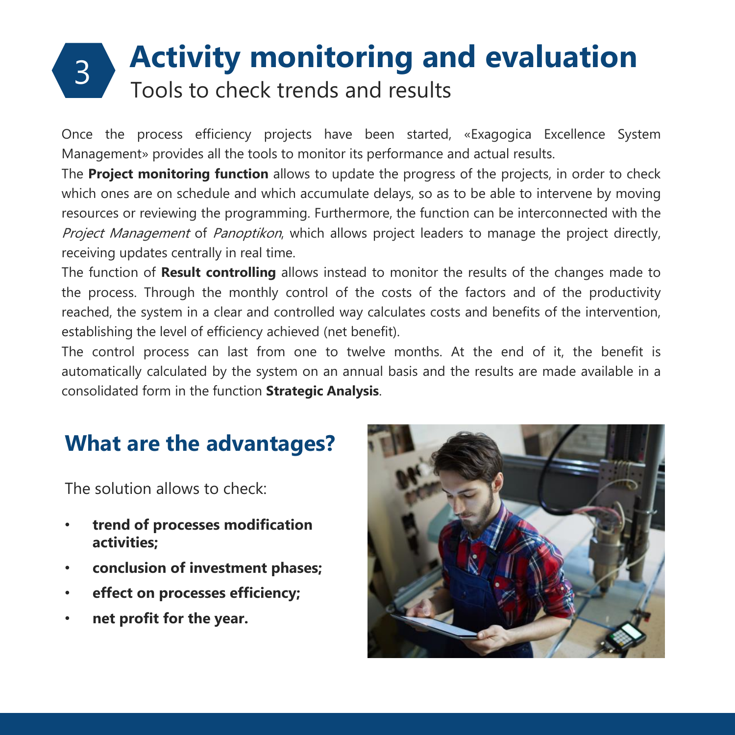# 3 Activity monitoring and evaluation

## Tools to check trends and results

Once the process efficiency projects have been started, «Exagogica Excellence System Management» provides all the tools to monitor its performance and actual results.

The **Project monitoring function** allows to update the progress of the projects, in order to check which ones are on schedule and which accumulate delays, so as to be able to intervene by moving resources or reviewing the programming. Furthermore, the function can be interconnected with the *Project Management* of *Panoptikon*, which allows project leaders to manage the project directly, receiving updates centrally in real time.

The function of **Result controlling** allows instead to monitor the results of the changes made to the process. Through the monthly control of the costs of the factors and of the productivity reached, the system in a clear and controlled way calculates costs and benefits of the intervention, establishing the level of efficiency achieved (net benefit).

The control process can last from one to twelve months. At the end of it, the benefit is automatically calculated by the system on an annual basis and the results are made available in a consolidated form in the function **Strategic Analysis**.

## What are the advantages?

The solution allows to check:

- **trend of processes modification activities;**
- **conclusion of investment phases;**
- **effect on processes efficiency;**
- **net profit for the year.**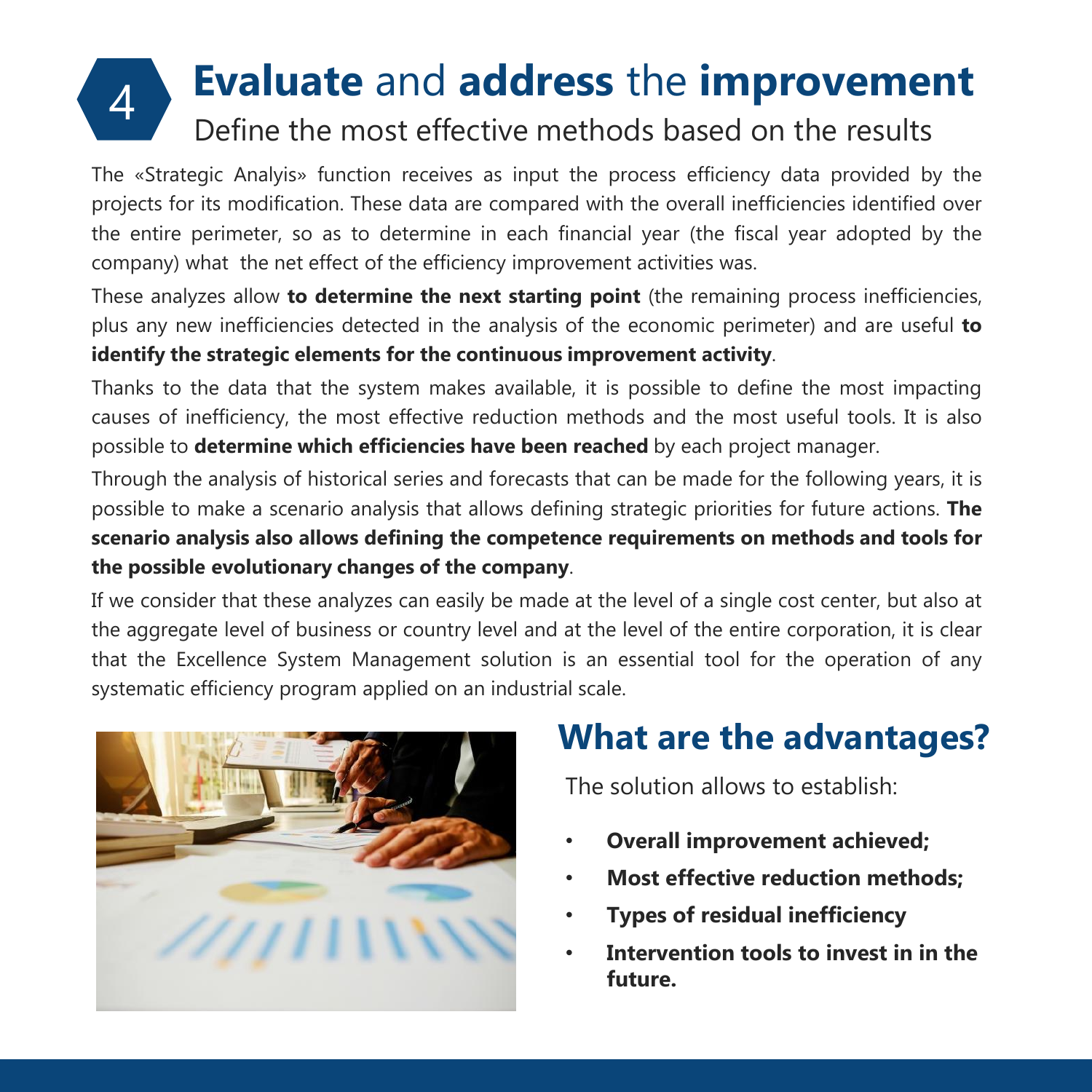# 4 **Evaluate** and **address** the **improvement**

## Define the most effective methods based on the results

The «Strategic Analyis» function receives as input the process efficiency data provided by the projects for its modification. These data are compared with the overall inefficiencies identified over the entire perimeter, so as to determine in each financial year (the fiscal year adopted by the company) what the net effect of the efficiency improvement activities was.

These analyzes allow **to determine the next starting point** (the remaining process inefficiencies, plus any new inefficiencies detected in the analysis of the economic perimeter) and are useful **to identify the strategic elements for the continuous improvement activity**.

Thanks to the data that the system makes available, it is possible to define the most impacting causes of inefficiency, the most effective reduction methods and the most useful tools. It is also possible to **determine which efficiencies have been reached** by each project manager.

Through the analysis of historical series and forecasts that can be made for the following years, it is possible to make a scenario analysis that allows defining strategic priorities for future actions. **The scenario analysis also allows defining the competence requirements on methods and tools for the possible evolutionary changes of the company**.

If we consider that these analyzes can easily be made at the level of a single cost center, but also at the aggregate level of business or country level and at the level of the entire corporation, it is clear that the Excellence System Management solution is an essential tool for the operation of any systematic efficiency program applied on an industrial scale.

## What are the advantages?

The solution allows to establish:

- **Overall improvement achieved;**
- **Most effective reduction methods;**
- **Types of residual inefficiency**
- **Intervention tools to invest in in the future.**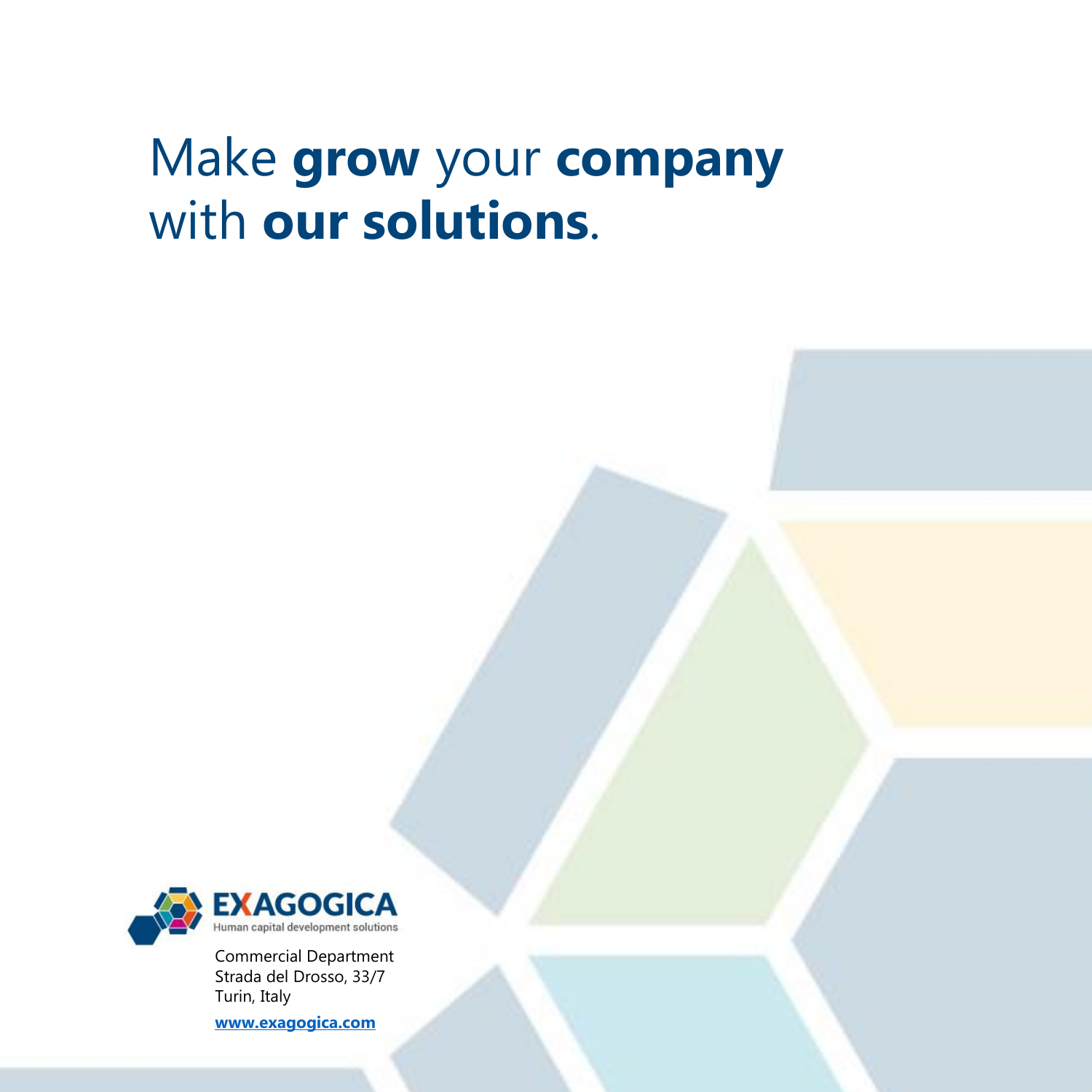# Make **grow** your **company** with **our solutions**.

**EXAGOGICA**
Human capital development solutions

Commercial Department
Strada del Drosso, 33/7
Turin, Italy

**www.exagogica.com**